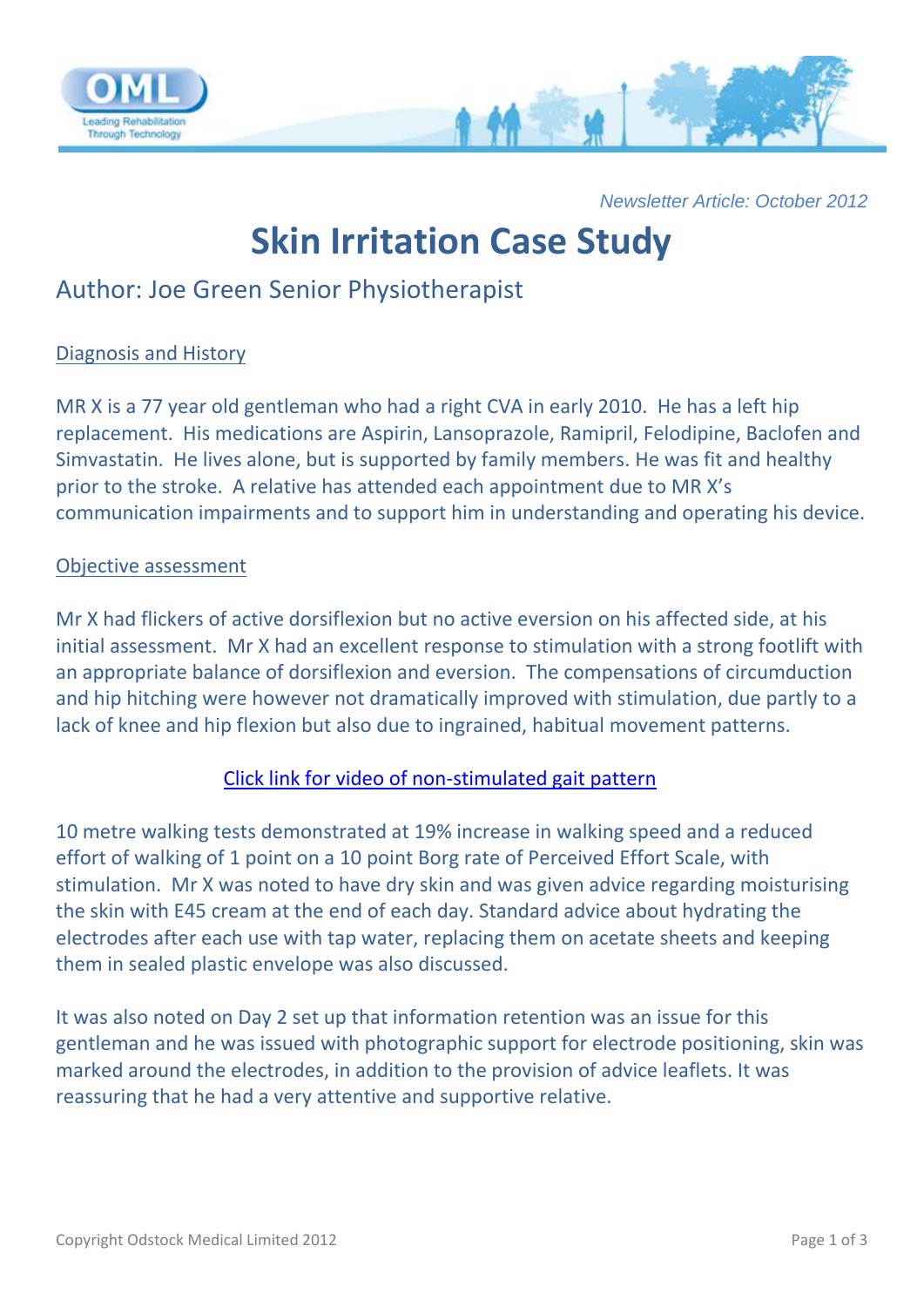*Newsletter Article: October 2012*

# Skin Irritation Case Study

## Author: Joe Green Senior Physiotherapist

### Diagnosis and History

MR X is a 77 year old gentleman who had a right CVA in early 2010. He has a left hip replacement. His medications are Aspirin, Lansoprazole, Ramipril, Felodipine, Baclofen and Simvastatin. He lives alone, but is supported by family members. He was fit and healthy prior to the stroke. A relative has attended each appointment due to MR X's communication impairments and to support him in understanding and operating his device.

### Objective assessment

Mr X had flickers of active dorsiflexion but no active eversion on his affected side, at his initial assessment. Mr X had an excellent response to stimulation with a strong footlift with an appropriate balance of dorsiflexion and eversion. The compensations of circumduction and hip hitching were however not dramatically improved with stimulation, due partly to a lack of knee and hip flexion but also due to ingrained, habitual movement patterns.

Click link for video of non-stimulated gait pattern

10 metre walking tests demonstrated at 19% increase in walking speed and a reduced effort of walking of 1 point on a 10 point Borg rate of Perceived Effort Scale, with stimulation. Mr X was noted to have dry skin and was given advice regarding moisturising the skin with E45 cream at the end of each day. Standard advice about hydrating the electrodes after each use with tap water, replacing them on acetate sheets and keeping them in sealed plastic envelope was also discussed.

It was also noted on Day 2 set up that information retention was an issue for this gentleman and he was issued with photographic support for electrode positioning, skin was marked around the electrodes, in addition to the provision of advice leaflets. It was reassuring that he had a very attentive and supportive relative.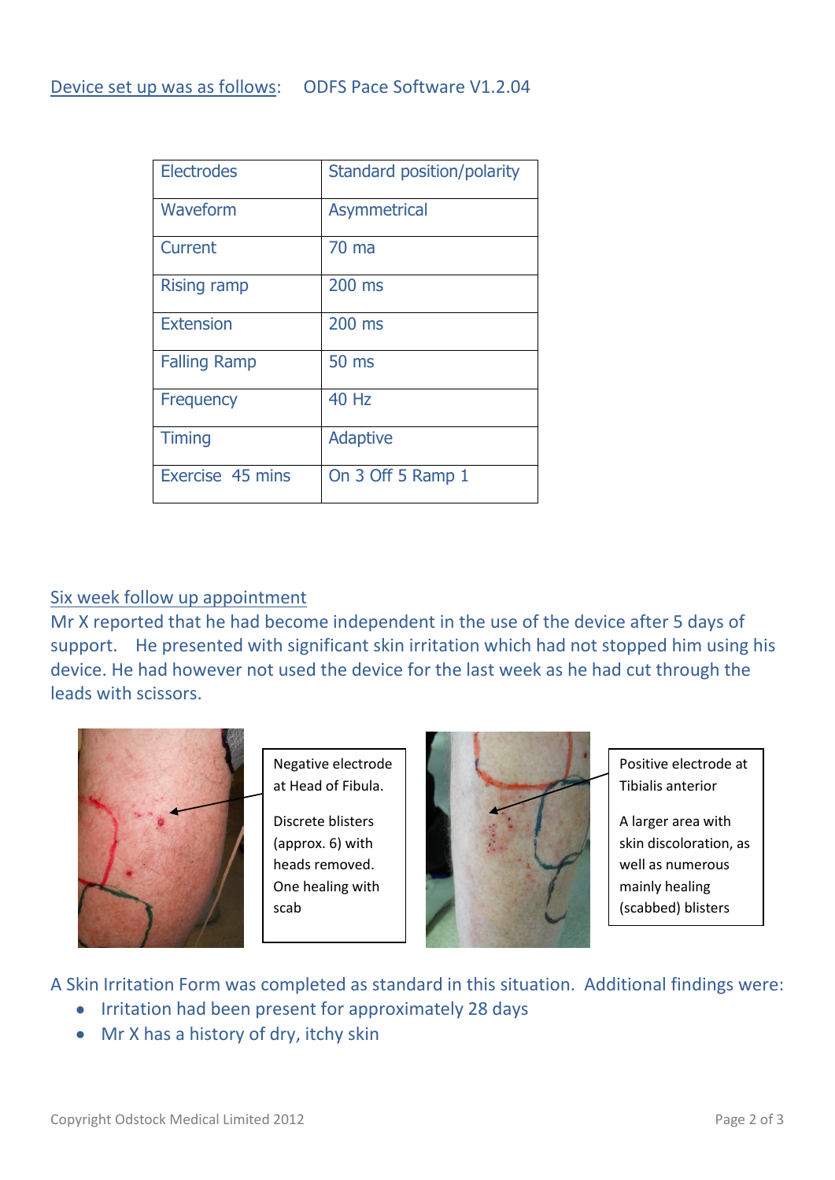Device set up was as follows: ODFS Pace Software V1.2.04

| Electrodes | Standard position/polarity |
|---|---|
| Waveform | Asymmetrical |
| Current | 70 ma |
| Rising ramp | 200 ms |
| Extension | 200 ms |
| Falling Ramp | 50 ms |
| Frequency | 40 Hz |
| Timing | Adaptive |
| Exercise 45 mins | On 3 Off 5 Ramp 1 |

## Six week follow up appointment

Mr X reported that he had become independent in the use of the device after 5 days of support. He presented with significant skin irritation which had not stopped him using his device. He had however not used the device for the last week as he had cut through the leads with scissors.

Negative electrode at Head of Fibula.

Discrete blisters (approx. 6) with heads removed. One healing with scab

Positive electrode at Tibialis anterior

A larger area with skin discoloration, as well as numerous mainly healing (scabbed) blisters

A Skin Irritation Form was completed as standard in this situation. Additional findings were:

- Irritation had been present for approximately 28 days
- Mr X has a history of dry, itchy skin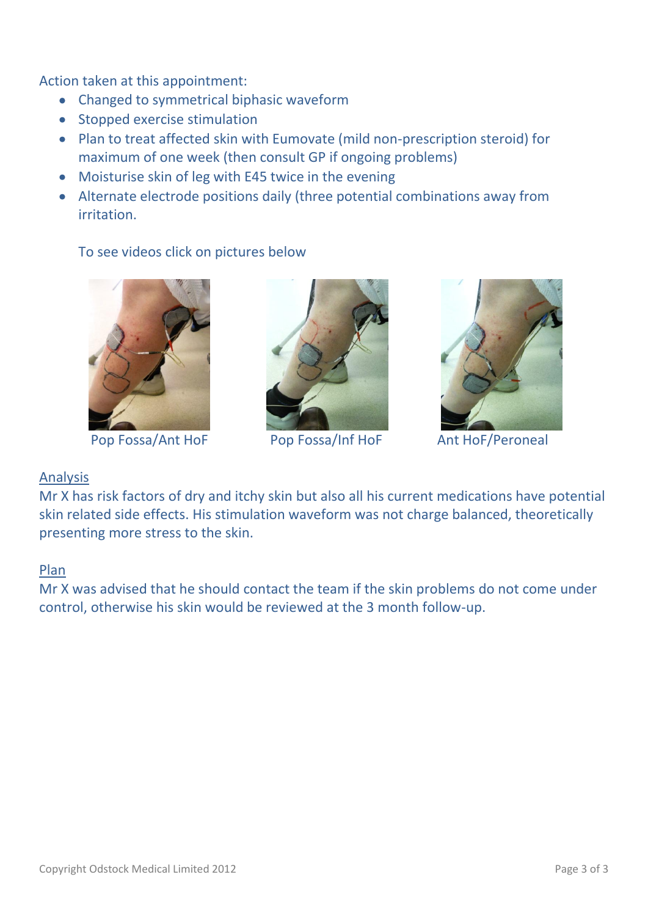Action taken at this appointment:

- Changed to symmetrical biphasic waveform
- Stopped exercise stimulation
- Plan to treat affected skin with Eumovate (mild non-prescription steroid) for maximum of one week (then consult GP if ongoing problems)
- Moisturise skin of leg with E45 twice in the evening
- Alternate electrode positions daily (three potential combinations away from irritation.

To see videos click on pictures below

Pop Fossa/Ant HoF

Pop Fossa/Inf HoF

Ant HoF/Peroneal

## Analysis

Mr X has risk factors of dry and itchy skin but also all his current medications have potential skin related side effects. His stimulation waveform was not charge balanced, theoretically presenting more stress to the skin.

## Plan

Mr X was advised that he should contact the team if the skin problems do not come under control, otherwise his skin would be reviewed at the 3 month follow-up.

Copyright Odstock Medical Limited 2012